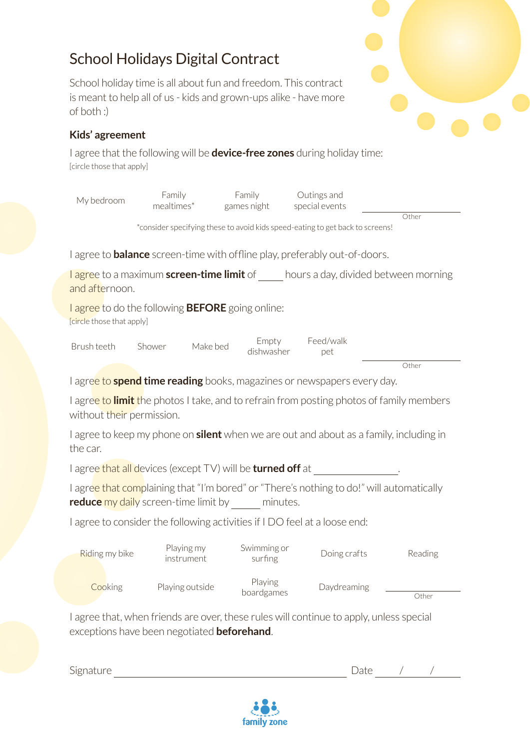# School Holidays Digital Contract

School holiday time is all about fun and freedom. This contract is meant to help all of us - kids and grown-ups alike - have more of both :)

## Kids' agreement

I agree that the following will be **device-free zones** during holiday time:
[circle those that apply]

| My bedroom | Family mealtimes* | Family games night | Outings and special events | ________ Other |
|---|---|---|---|---|

*consider specifying these to avoid kids speed-eating to get back to screens!

I agree to **balance** screen-time with offline play, preferably out-of-doors.

I agree to a maximum **screen-time limit** of _____ hours a day, divided between morning and afternoon.

I agree to do the following **BEFORE** going online:
[circle those that apply]

| Brush teeth | Shower | Make bed | Empty dishwasher | Feed/walk pet | ________ Other |
|---|---|---|---|---|---|

I agree to **spend time reading** books, magazines or newspapers every day.

I agree to **limit** the photos I take, and to refrain from posting photos of family members without their permission.

I agree to keep my phone on **silent** when we are out and about as a family, including in the car.

I agree that all devices (except TV) will be **turned off** at ________________.

I agree that complaining that "I'm bored" or "There's nothing to do!" will automatically **reduce** my daily screen-time limit by _____ minutes.

I agree to consider the following activities if I DO feel at a loose end:

| Riding my bike | Playing my instrument | Swimming or surfing | Doing crafts | Reading |
|---|---|---|---|---|
| Cooking | Playing outside | Playing boardgames | Daydreaming | ________ Other |

I agree that, when friends are over, these rules will continue to apply, unless special exceptions have been negotiated **beforehand**.

Signature ______________________________ Date ____/____/____

family zone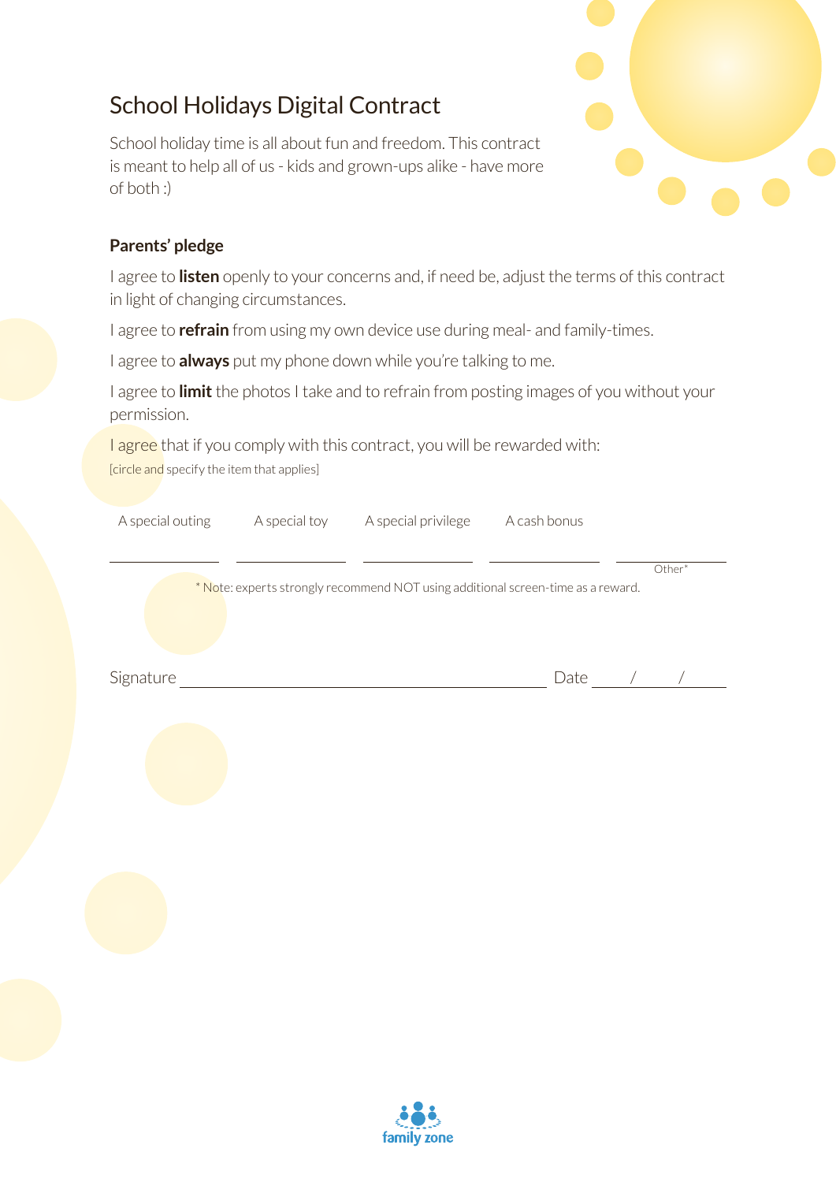# School Holidays Digital Contract

School holiday time is all about fun and freedom. This contract is meant to help all of us - kids and grown-ups alike - have more of both :)

### Parents' pledge

I agree to **listen** openly to your concerns and, if need be, adjust the terms of this contract in light of changing circumstances.

I agree to **refrain** from using my own device use during meal- and family-times.

I agree to **always** put my phone down while you're talking to me.

I agree to **limit** the photos I take and to refrain from posting images of you without your permission.

I agree that if you comply with this contract, you will be rewarded with:
[circle and specify the item that applies]

| A special outing | A special toy | A special privilege | A cash bonus | |
|---|---|---|---|---|
| ______________ | ______________ | ______________ | ______________ | ______________ Other* |

* Note: experts strongly recommend NOT using additional screen-time as a reward.

Signature ______________________________________ Date ____ / ____ / ____

family zone